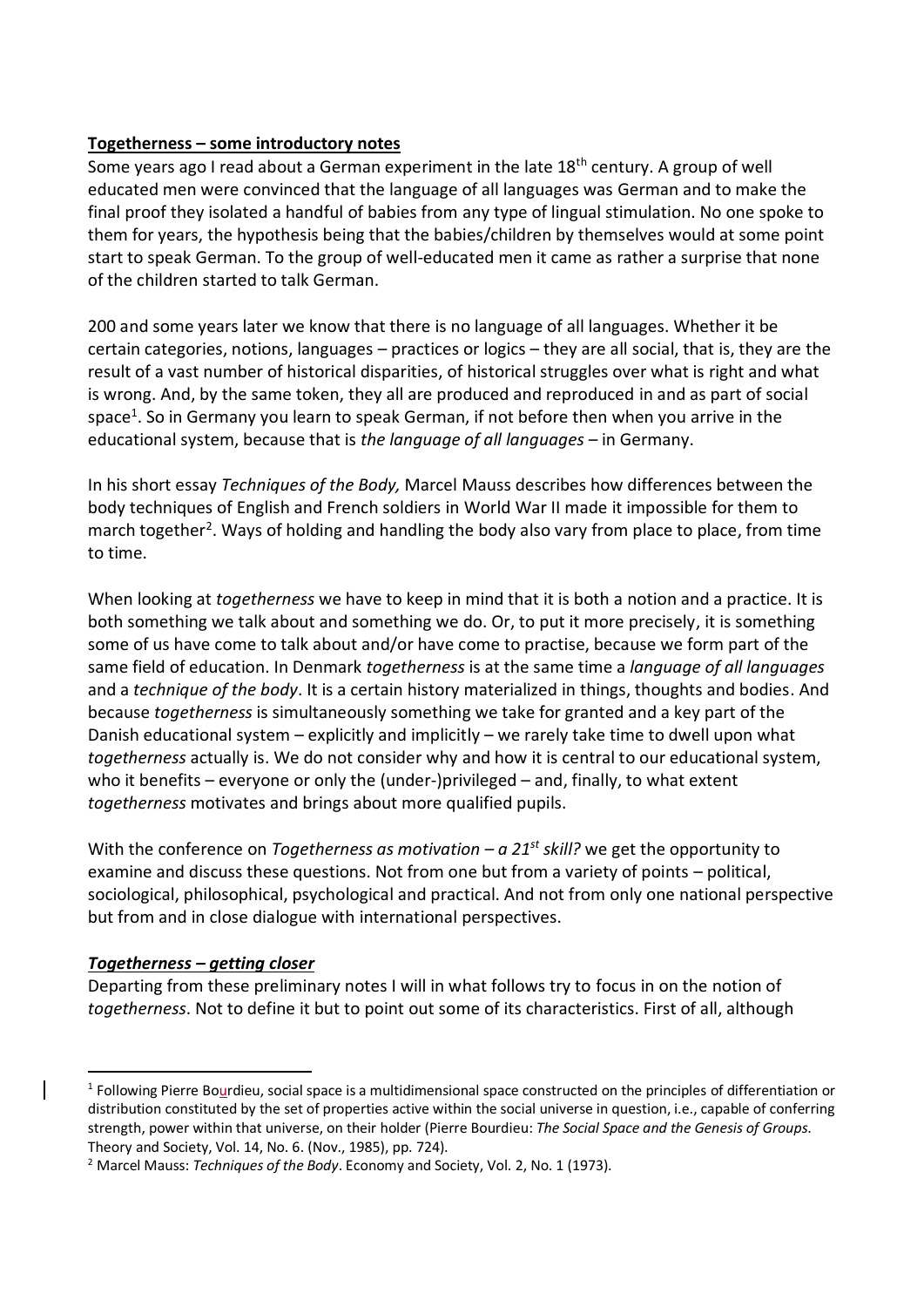**Togetherness – some introductory notes**

Some years ago I read about a German experiment in the late 18th century. A group of well educated men were convinced that the language of all languages was German and to make the final proof they isolated a handful of babies from any type of lingual stimulation. No one spoke to them for years, the hypothesis being that the babies/children by themselves would at some point start to speak German. To the group of well-educated men it came as rather a surprise that none of the children started to talk German.

200 and some years later we know that there is no language of all languages. Whether it be certain categories, notions, languages – practices or logics – they are all social, that is, they are the result of a vast number of historical disparities, of historical struggles over what is right and what is wrong. And, by the same token, they all are produced and reproduced in and as part of social space[1]. So in Germany you learn to speak German, if not before then when you arrive in the educational system, because that is *the language of all languages* – in Germany.

In his short essay *Techniques of the Body,* Marcel Mauss describes how differences between the body techniques of English and French soldiers in World War II made it impossible for them to march together[2]. Ways of holding and handling the body also vary from place to place, from time to time.

When looking at *togetherness* we have to keep in mind that it is both a notion and a practice. It is both something we talk about and something we do. Or, to put it more precisely, it is something some of us have come to talk about and/or have come to practise, because we form part of the same field of education. In Denmark *togetherness* is at the same time a *language of all languages* and a *technique of the body*. It is a certain history materialized in things, thoughts and bodies. And because *togetherness* is simultaneously something we take for granted and a key part of the Danish educational system – explicitly and implicitly – we rarely take time to dwell upon what *togetherness* actually is. We do not consider why and how it is central to our educational system, who it benefits – everyone or only the (under-)privileged – and, finally, to what extent *togetherness* motivates and brings about more qualified pupils.

With the conference on *Togetherness as motivation – a 21st skill?* we get the opportunity to examine and discuss these questions. Not from one but from a variety of points – political, sociological, philosophical, psychological and practical. And not from only one national perspective but from and in close dialogue with international perspectives.

***Togetherness – getting closer***

Departing from these preliminary notes I will in what follows try to focus in on the notion of *togetherness*. Not to define it but to point out some of its characteristics. First of all, although

[1] Following Pierre Bourdieu, social space is a multidimensional space constructed on the principles of differentiation or distribution constituted by the set of properties active within the social universe in question, i.e., capable of conferring strength, power within that universe, on their holder (Pierre Bourdieu: *The Social Space and the Genesis of Groups*. Theory and Society, Vol. 14, No. 6. (Nov., 1985), pp. 724).

[2] Marcel Mauss: *Techniques of the Body*. Economy and Society, Vol. 2, No. 1 (1973).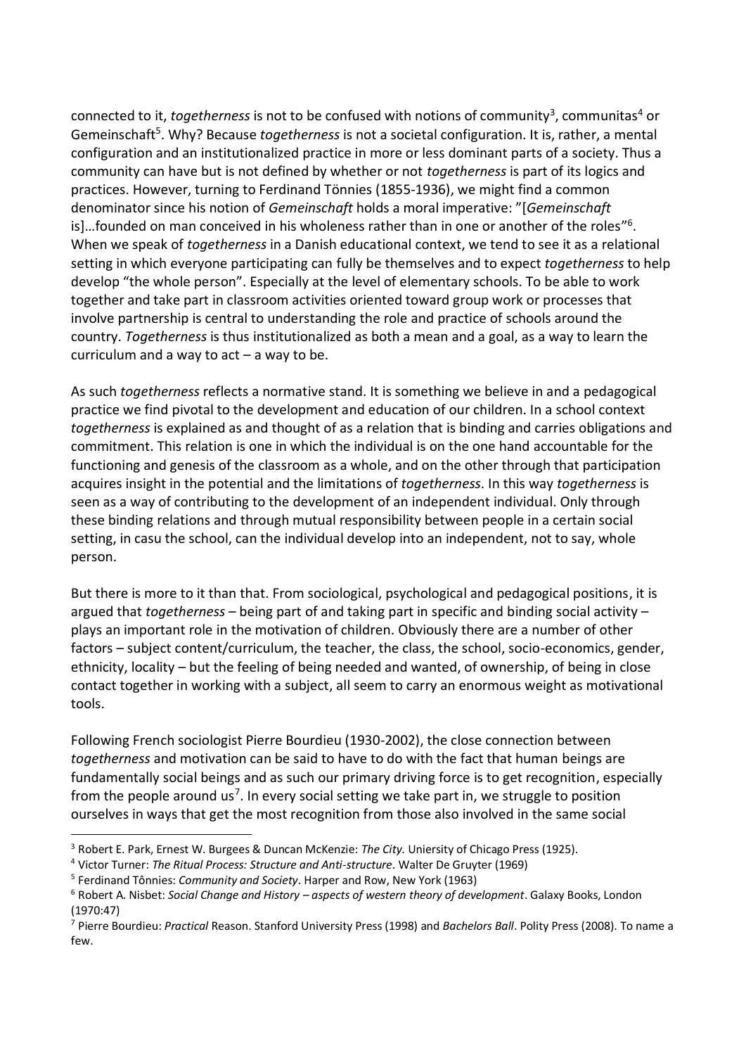connected to it, *togetherness* is not to be confused with notions of community[3], communitas[4] or Gemeinschaft[5]. Why? Because *togetherness* is not a societal configuration. It is, rather, a mental configuration and an institutionalized practice in more or less dominant parts of a society. Thus a community can have but is not defined by whether or not *togetherness* is part of its logics and practices. However, turning to Ferdinand Tönnies (1855-1936), we might find a common denominator since his notion of *Gemeinschaft* holds a moral imperative: "[*Gemeinschaft* is]…founded on man conceived in his wholeness rather than in one or another of the roles"[6]. When we speak of *togetherness* in a Danish educational context, we tend to see it as a relational setting in which everyone participating can fully be themselves and to expect *togetherness* to help develop "the whole person". Especially at the level of elementary schools. To be able to work together and take part in classroom activities oriented toward group work or processes that involve partnership is central to understanding the role and practice of schools around the country. *Togetherness* is thus institutionalized as both a mean and a goal, as a way to learn the curriculum and a way to act – a way to be.

As such *togetherness* reflects a normative stand. It is something we believe in and a pedagogical practice we find pivotal to the development and education of our children. In a school context *togetherness* is explained as and thought of as a relation that is binding and carries obligations and commitment. This relation is one in which the individual is on the one hand accountable for the functioning and genesis of the classroom as a whole, and on the other through that participation acquires insight in the potential and the limitations of *togetherness*. In this way *togetherness* is seen as a way of contributing to the development of an independent individual. Only through these binding relations and through mutual responsibility between people in a certain social setting, in casu the school, can the individual develop into an independent, not to say, whole person.

But there is more to it than that. From sociological, psychological and pedagogical positions, it is argued that *togetherness* – being part of and taking part in specific and binding social activity – plays an important role in the motivation of children. Obviously there are a number of other factors – subject content/curriculum, the teacher, the class, the school, socio-economics, gender, ethnicity, locality – but the feeling of being needed and wanted, of ownership, of being in close contact together in working with a subject, all seem to carry an enormous weight as motivational tools.

Following French sociologist Pierre Bourdieu (1930-2002), the close connection between *togetherness* and motivation can be said to have to do with the fact that human beings are fundamentally social beings and as such our primary driving force is to get recognition, especially from the people around us[7]. In every social setting we take part in, we struggle to position ourselves in ways that get the most recognition from those also involved in the same social

---

[3] Robert E. Park, Ernest W. Burgees & Duncan McKenzie: *The City.* Uniersity of Chicago Press (1925).

[4] Victor Turner: *The Ritual Process: Structure and Anti-structure*. Walter De Gruyter (1969)

[5] Ferdinand Tônnies: *Community and Society*. Harper and Row, New York (1963)

[6] Robert A. Nisbet: *Social Change and History – aspects of western theory of development*. Galaxy Books, London (1970:47)

[7] Pierre Bourdieu: *Practical* Reason. Stanford University Press (1998) and *Bachelors Ball*. Polity Press (2008). To name a few.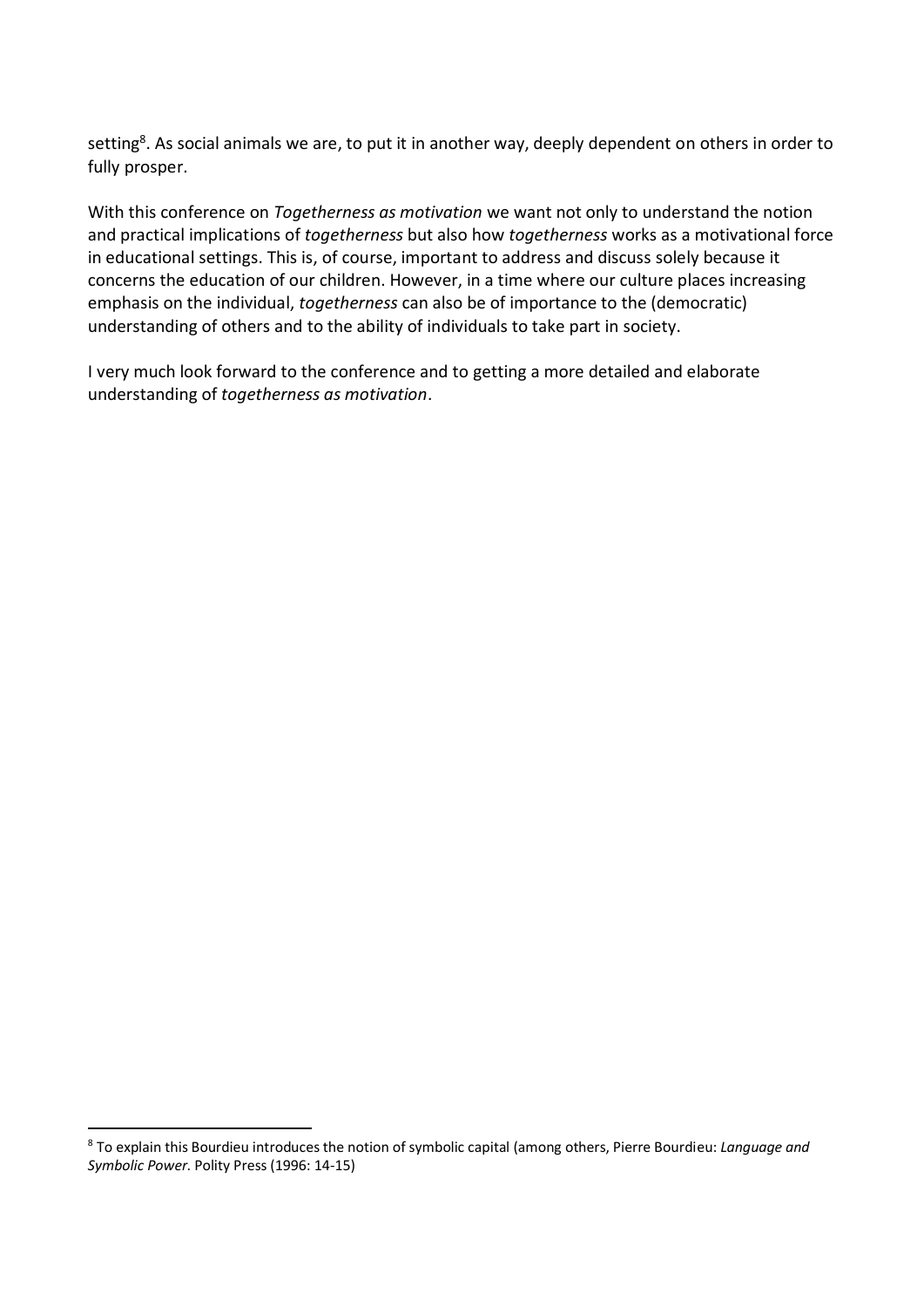setting[8]. As social animals we are, to put it in another way, deeply dependent on others in order to fully prosper.

With this conference on *Togetherness as motivation* we want not only to understand the notion and practical implications of *togetherness* but also how *togetherness* works as a motivational force in educational settings. This is, of course, important to address and discuss solely because it concerns the education of our children. However, in a time where our culture places increasing emphasis on the individual, *togetherness* can also be of importance to the (democratic) understanding of others and to the ability of individuals to take part in society.

I very much look forward to the conference and to getting a more detailed and elaborate understanding of *togetherness as motivation*.

---

[8] To explain this Bourdieu introduces the notion of symbolic capital (among others, Pierre Bourdieu: *Language and Symbolic Power.* Polity Press (1996: 14-15)